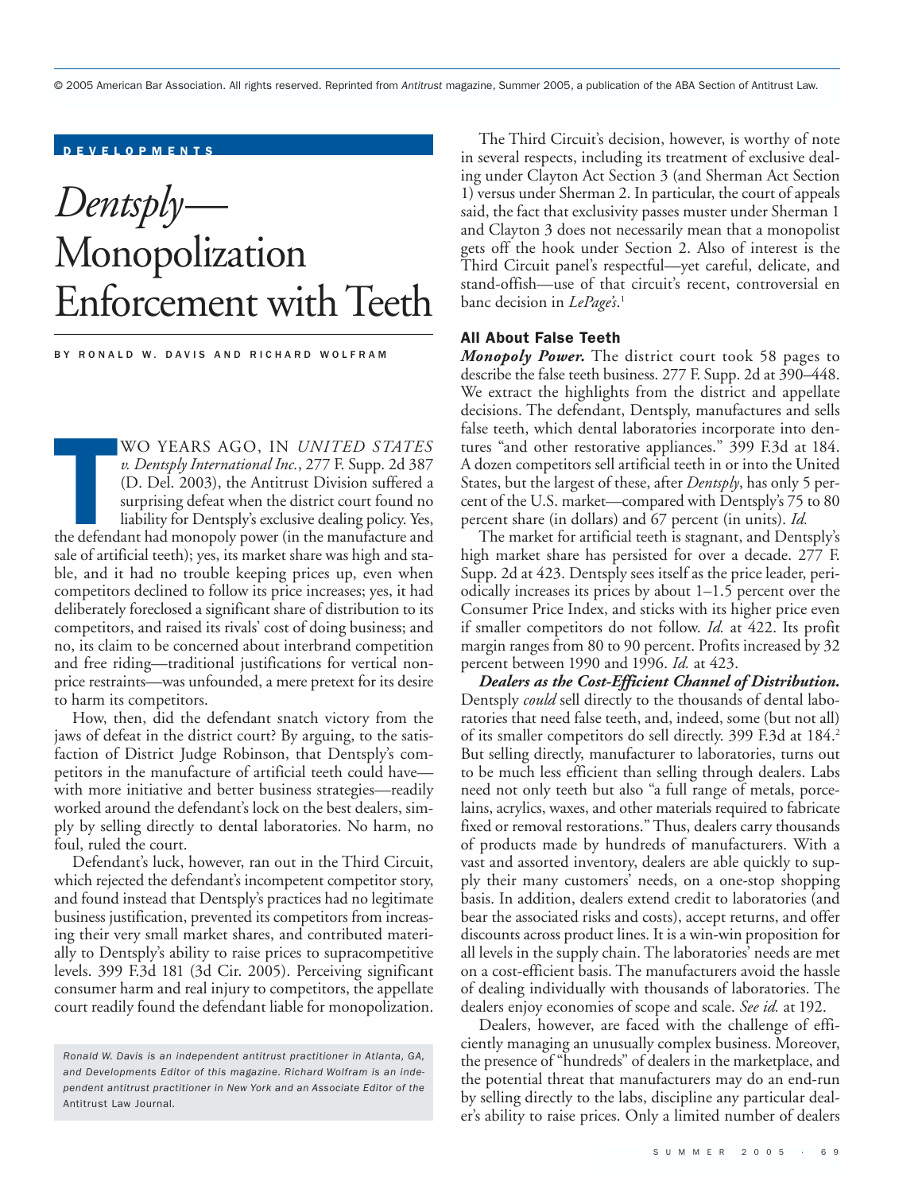© 2005 American Bar Association. All rights reserved. Reprinted from *Antitrust* magazine, Summer 2005, a publication of the ABA Section of Antitrust Law.

DEVELOPMENTS

# *Dentsply*—Monopolization Enforcement with Teeth

BY RONALD W. DAVIS AND RICHARD WOLFRAM

TWO YEARS AGO, IN *UNITED STATES v. Dentsply International Inc.*, 277 F. Supp. 2d 387 (D. Del. 2003), the Antitrust Division suffered a surprising defeat when the district court found no liability for Dentsply's exclusive dealing policy. Yes, the defendant had monopoly power (in the manufacture and sale of artificial teeth); yes, its market share was high and stable, and it had no trouble keeping prices up, even when competitors declined to follow its price increases; yes, it had deliberately foreclosed a significant share of distribution to its competitors, and raised its rivals' cost of doing business; and no, its claim to be concerned about interbrand competition and free riding—traditional justifications for vertical non-price restraints—was unfounded, a mere pretext for its desire to harm its competitors.

How, then, did the defendant snatch victory from the jaws of defeat in the district court? By arguing, to the satisfaction of District Judge Robinson, that Dentsply's competitors in the manufacture of artificial teeth could have—with more initiative and better business strategies—readily worked around the defendant's lock on the best dealers, simply by selling directly to dental laboratories. No harm, no foul, ruled the court.

Defendant's luck, however, ran out in the Third Circuit, which rejected the defendant's incompetent competitor story, and found instead that Dentsply's practices had no legitimate business justification, prevented its competitors from increasing their very small market shares, and contributed materially to Dentsply's ability to raise prices to supracompetitive levels. 399 F.3d 181 (3d Cir. 2005). Perceiving significant consumer harm and real injury to competitors, the appellate court readily found the defendant liable for monopolization.

*Ronald W. Davis is an independent antitrust practitioner in Atlanta, GA, and Developments Editor of this magazine. Richard Wolfram is an independent antitrust practitioner in New York and an Associate Editor of the* Antitrust Law Journal.

The Third Circuit's decision, however, is worthy of note in several respects, including its treatment of exclusive dealing under Clayton Act Section 3 (and Sherman Act Section 1) versus under Sherman 2. In particular, the court of appeals said, the fact that exclusivity passes muster under Sherman 1 and Clayton 3 does not necessarily mean that a monopolist gets off the hook under Section 2. Also of interest is the Third Circuit panel's respectful—yet careful, delicate, and stand-offish—use of that circuit's recent, controversial en banc decision in *LePage's*.[1]

## All About False Teeth

***Monopoly Power.*** The district court took 58 pages to describe the false teeth business. 277 F. Supp. 2d at 390–448. We extract the highlights from the district and appellate decisions. The defendant, Dentsply, manufactures and sells false teeth, which dental laboratories incorporate into dentures "and other restorative appliances." 399 F.3d at 184. A dozen competitors sell artificial teeth in or into the United States, but the largest of these, after *Dentsply*, has only 5 percent of the U.S. market—compared with Dentsply's 75 to 80 percent share (in dollars) and 67 percent (in units). *Id.*

The market for artificial teeth is stagnant, and Dentsply's high market share has persisted for over a decade. 277 F. Supp. 2d at 423. Dentsply sees itself as the price leader, periodically increases its prices by about 1–1.5 percent over the Consumer Price Index, and sticks with its higher price even if smaller competitors do not follow. *Id.* at 422. Its profit margin ranges from 80 to 90 percent. Profits increased by 32 percent between 1990 and 1996. *Id.* at 423.

***Dealers as the Cost-Efficient Channel of Distribution.*** Dentsply *could* sell directly to the thousands of dental laboratories that need false teeth, and, indeed, some (but not all) of its smaller competitors do sell directly. 399 F.3d at 184.[2] But selling directly, manufacturer to laboratories, turns out to be much less efficient than selling through dealers. Labs need not only teeth but also "a full range of metals, porcelains, acrylics, waxes, and other materials required to fabricate fixed or removal restorations." Thus, dealers carry thousands of products made by hundreds of manufacturers. With a vast and assorted inventory, dealers are able quickly to supply their many customers' needs, on a one-stop shopping basis. In addition, dealers extend credit to laboratories (and bear the associated risks and costs), accept returns, and offer discounts across product lines. It is a win-win proposition for all levels in the supply chain. The laboratories' needs are met on a cost-efficient basis. The manufacturers avoid the hassle of dealing individually with thousands of laboratories. The dealers enjoy economies of scope and scale. *See id.* at 192.

Dealers, however, are faced with the challenge of efficiently managing an unusually complex business. Moreover, the presence of "hundreds" of dealers in the marketplace, and the potential threat that manufacturers may do an end-run by selling directly to the labs, discipline any particular dealer's ability to raise prices. Only a limited number of dealers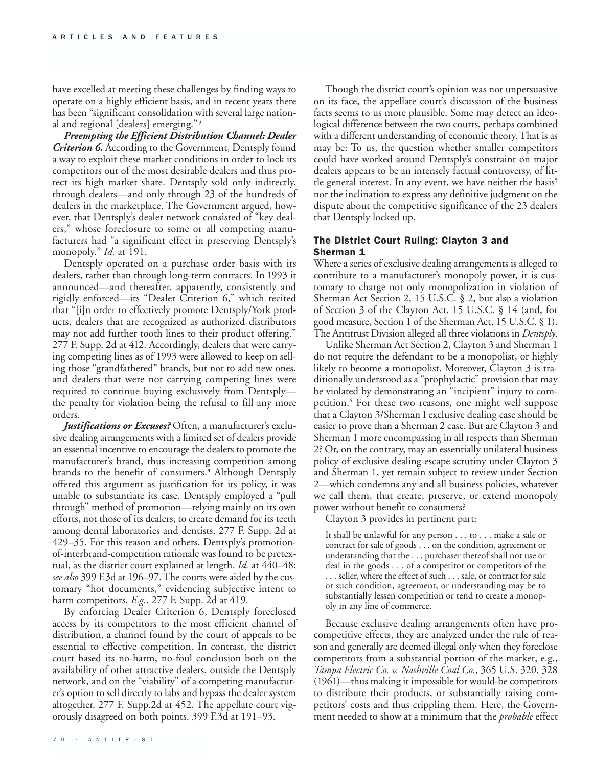have excelled at meeting these challenges by finding ways to operate on a highly efficient basis, and in recent years there has been "significant consolidation with several large national and regional [dealers] emerging."[3]

***Preempting the Efficient Distribution Channel: Dealer Criterion 6.*** According to the Government, Dentsply found a way to exploit these market conditions in order to lock its competitors out of the most desirable dealers and thus protect its high market share. Dentsply sold only indirectly, through dealers—and only through 23 of the hundreds of dealers in the marketplace. The Government argued, however, that Dentsply's dealer network consisted of "key dealers," whose foreclosure to some or all competing manufacturers had "a significant effect in preserving Dentsply's monopoly." *Id.* at 191.

Dentsply operated on a purchase order basis with its dealers, rather than through long-term contracts. In 1993 it announced—and thereafter, apparently, consistently and rigidly enforced—its "Dealer Criterion 6," which recited that "[i]n order to effectively promote Dentsply/York products, dealers that are recognized as authorized distributors may not add further tooth lines to their product offering." 277 F. Supp. 2d at 412. Accordingly, dealers that were carrying competing lines as of 1993 were allowed to keep on selling those "grandfathered" brands, but not to add new ones, and dealers that were not carrying competing lines were required to continue buying exclusively from Dentsply—the penalty for violation being the refusal to fill any more orders.

***Justifications or Excuses?*** Often, a manufacturer's exclusive dealing arrangements with a limited set of dealers provide an essential incentive to encourage the dealers to promote the manufacturer's brand, thus increasing competition among brands to the benefit of consumers.[4] Although Dentsply offered this argument as justification for its policy, it was unable to substantiate its case. Dentsply employed a "pull through" method of promotion—relying mainly on its own efforts, not those of its dealers, to create demand for its teeth among dental laboratories and dentists. 277 F. Supp. 2d at 429–35. For this reason and others, Dentsply's promotion-of-interbrand-competition rationale was found to be pretextual, as the district court explained at length. *Id.* at 440–48; *see also* 399 F.3d at 196–97. The courts were aided by the customary "hot documents," evidencing subjective intent to harm competitors. *E.g.*, 277 F. Supp. 2d at 419.

By enforcing Dealer Criterion 6, Dentsply foreclosed access by its competitors to the most efficient channel of distribution, a channel found by the court of appeals to be essential to effective competition. In contrast, the district court based its no-harm, no-foul conclusion both on the availability of other attractive dealers, outside the Dentsply network, and on the "viability" of a competing manufacturer's option to sell directly to labs and bypass the dealer system altogether. 277 F. Supp.2d at 452. The appellate court vigorously disagreed on both points. 399 F.3d at 191–93.

Though the district court's opinion was not unpersuasive on its face, the appellate court's discussion of the business facts seems to us more plausible. Some may detect an ideological difference between the two courts, perhaps combined with a different understanding of economic theory. That is as may be: To us, the question whether smaller competitors could have worked around Dentsply's constraint on major dealers appears to be an intensely factual controversy, of little general interest. In any event, we have neither the basis[5] nor the inclination to express any definitive judgment on the dispute about the competitive significance of the 23 dealers that Dentsply locked up.

## The District Court Ruling: Clayton 3 and Sherman 1

Where a series of exclusive dealing arrangements is alleged to contribute to a manufacturer's monopoly power, it is customary to charge not only monopolization in violation of Sherman Act Section 2, 15 U.S.C. § 2, but also a violation of Section 3 of the Clayton Act, 15 U.S.C. § 14 (and, for good measure, Section 1 of the Sherman Act, 15 U.S.C. § 1). The Antitrust Division alleged all three violations in *Dentsply*.

Unlike Sherman Act Section 2, Clayton 3 and Sherman 1 do not require the defendant to be a monopolist, or highly likely to become a monopolist. Moreover, Clayton 3 is traditionally understood as a "prophylactic" provision that may be violated by demonstrating an "incipient" injury to competition.[6] For these two reasons, one might well suppose that a Clayton 3/Sherman 1 exclusive dealing case should be easier to prove than a Sherman 2 case. But are Clayton 3 and Sherman 1 more encompassing in all respects than Sherman 2? Or, on the contrary, may an essentially unilateral business policy of exclusive dealing escape scrutiny under Clayton 3 and Sherman 1, yet remain subject to review under Section 2—which condemns any and all business policies, whatever we call them, that create, preserve, or extend monopoly power without benefit to consumers?

Clayton 3 provides in pertinent part:

> It shall be unlawful for any person . . . to . . . make a sale or contract for sale of goods . . . on the condition, agreement or understanding that the . . . purchaser thereof shall not use or deal in the goods . . . of a competitor or competitors of the . . . seller, where the effect of such . . . sale, or contract for sale or such condition, agreement, or understanding may be to substantially lessen competition or tend to create a monopoly in any line of commerce.

Because exclusive dealing arrangements often have procompetitive effects, they are analyzed under the rule of reason and generally are deemed illegal only when they foreclose competitors from a substantial portion of the market, e.g., *Tampa Electric Co. v. Nashville Coal Co.*, 365 U.S. 320, 328 (1961)—thus making it impossible for would-be competitors to distribute their products, or substantially raising competitors' costs and thus crippling them. Here, the Government needed to show at a minimum that the *probable* effect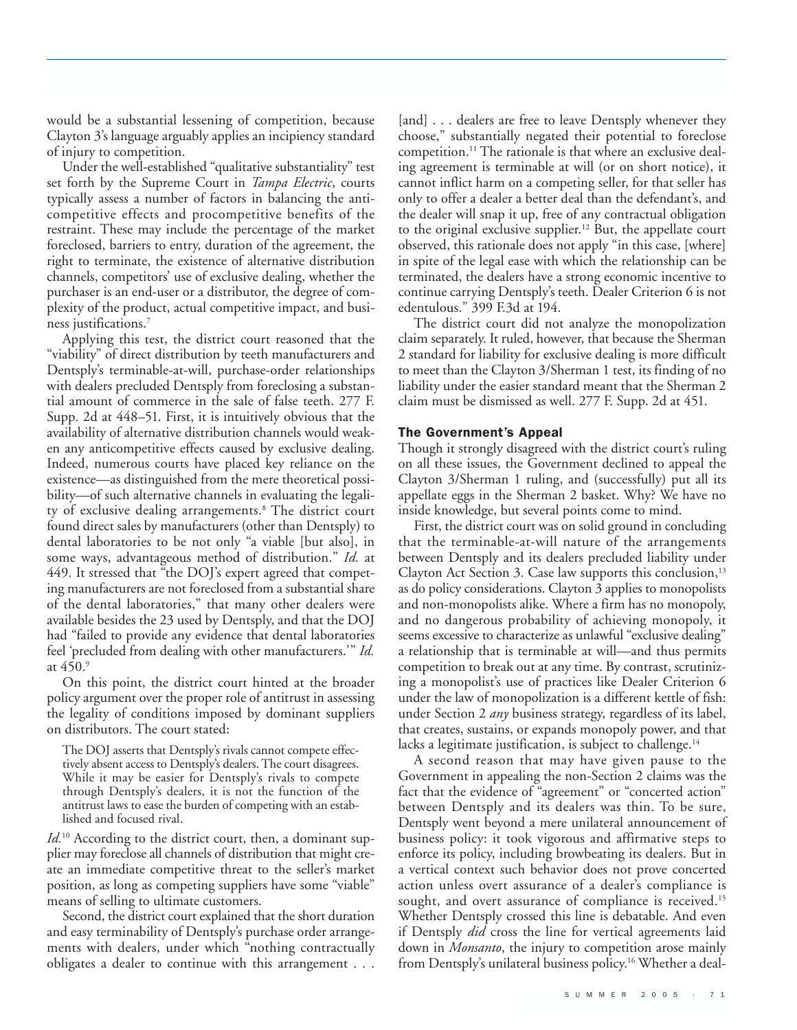would be a substantial lessening of competition, because Clayton 3's language arguably applies an incipiency standard of injury to competition.

Under the well-established "qualitative substantiality" test set forth by the Supreme Court in *Tampa Electric*, courts typically assess a number of factors in balancing the anticompetitive effects and procompetitive benefits of the restraint. These may include the percentage of the market foreclosed, barriers to entry, duration of the agreement, the right to terminate, the existence of alternative distribution channels, competitors' use of exclusive dealing, whether the purchaser is an end-user or a distributor, the degree of complexity of the product, actual competitive impact, and business justifications.[7]

Applying this test, the district court reasoned that the "viability" of direct distribution by teeth manufacturers and Dentsply's terminable-at-will, purchase-order relationships with dealers precluded Dentsply from foreclosing a substantial amount of commerce in the sale of false teeth. 277 F. Supp. 2d at 448–51. First, it is intuitively obvious that the availability of alternative distribution channels would weaken any anticompetitive effects caused by exclusive dealing. Indeed, numerous courts have placed key reliance on the existence—as distinguished from the mere theoretical possibility—of such alternative channels in evaluating the legality of exclusive dealing arrangements.[8] The district court found direct sales by manufacturers (other than Dentsply) to dental laboratories to be not only "a viable [but also], in some ways, advantageous method of distribution." *Id.* at 449. It stressed that "the DOJ's expert agreed that competing manufacturers are not foreclosed from a substantial share of the dental laboratories," that many other dealers were available besides the 23 used by Dentsply, and that the DOJ had "failed to provide any evidence that dental laboratories feel 'precluded from dealing with other manufacturers.'" *Id.* at 450.[9]

On this point, the district court hinted at the broader policy argument over the proper role of antitrust in assessing the legality of conditions imposed by dominant suppliers on distributors. The court stated:

> The DOJ asserts that Dentsply's rivals cannot compete effectively absent access to Dentsply's dealers. The court disagrees. While it may be easier for Dentsply's rivals to compete through Dentsply's dealers, it is not the function of the antitrust laws to ease the burden of competing with an established and focused rival.

*Id.*[10] According to the district court, then, a dominant supplier may foreclose all channels of distribution that might create an immediate competitive threat to the seller's market position, as long as competing suppliers have some "viable" means of selling to ultimate customers.

Second, the district court explained that the short duration and easy terminability of Dentsply's purchase order arrangements with dealers, under which "nothing contractually obligates a dealer to continue with this arrangement . . . [and] . . . dealers are free to leave Dentsply whenever they choose," substantially negated their potential to foreclose competition.[11] The rationale is that where an exclusive dealing agreement is terminable at will (or on short notice), it cannot inflict harm on a competing seller, for that seller has only to offer a dealer a better deal than the defendant's, and the dealer will snap it up, free of any contractual obligation to the original exclusive supplier.[12] But, the appellate court observed, this rationale does not apply "in this case, [where] in spite of the legal ease with which the relationship can be terminated, the dealers have a strong economic incentive to continue carrying Dentsply's teeth. Dealer Criterion 6 is not edentulous." 399 F.3d at 194.

The district court did not analyze the monopolization claim separately. It ruled, however, that because the Sherman 2 standard for liability for exclusive dealing is more difficult to meet than the Clayton 3/Sherman 1 test, its finding of no liability under the easier standard meant that the Sherman 2 claim must be dismissed as well. 277 F. Supp. 2d at 451.

### The Government's Appeal

Though it strongly disagreed with the district court's ruling on all these issues, the Government declined to appeal the Clayton 3/Sherman 1 ruling, and (successfully) put all its appellate eggs in the Sherman 2 basket. Why? We have no inside knowledge, but several points come to mind.

First, the district court was on solid ground in concluding that the terminable-at-will nature of the arrangements between Dentsply and its dealers precluded liability under Clayton Act Section 3. Case law supports this conclusion,[13] as do policy considerations. Clayton 3 applies to monopolists and non-monopolists alike. Where a firm has no monopoly, and no dangerous probability of achieving monopoly, it seems excessive to characterize as unlawful "exclusive dealing" a relationship that is terminable at will—and thus permits competition to break out at any time. By contrast, scrutinizing a monopolist's use of practices like Dealer Criterion 6 under the law of monopolization is a different kettle of fish: under Section 2 *any* business strategy, regardless of its label, that creates, sustains, or expands monopoly power, and that lacks a legitimate justification, is subject to challenge.[14]

A second reason that may have given pause to the Government in appealing the non-Section 2 claims was the fact that the evidence of "agreement" or "concerted action" between Dentsply and its dealers was thin. To be sure, Dentsply went beyond a mere unilateral announcement of business policy: it took vigorous and affirmative steps to enforce its policy, including browbeating its dealers. But in a vertical context such behavior does not prove concerted action unless overt assurance of a dealer's compliance is sought, and overt assurance of compliance is received.[15] Whether Dentsply crossed this line is debatable. And even if Dentsply *did* cross the line for vertical agreements laid down in *Monsanto*, the injury to competition arose mainly from Dentsply's unilateral business policy.[16] Whether a deal-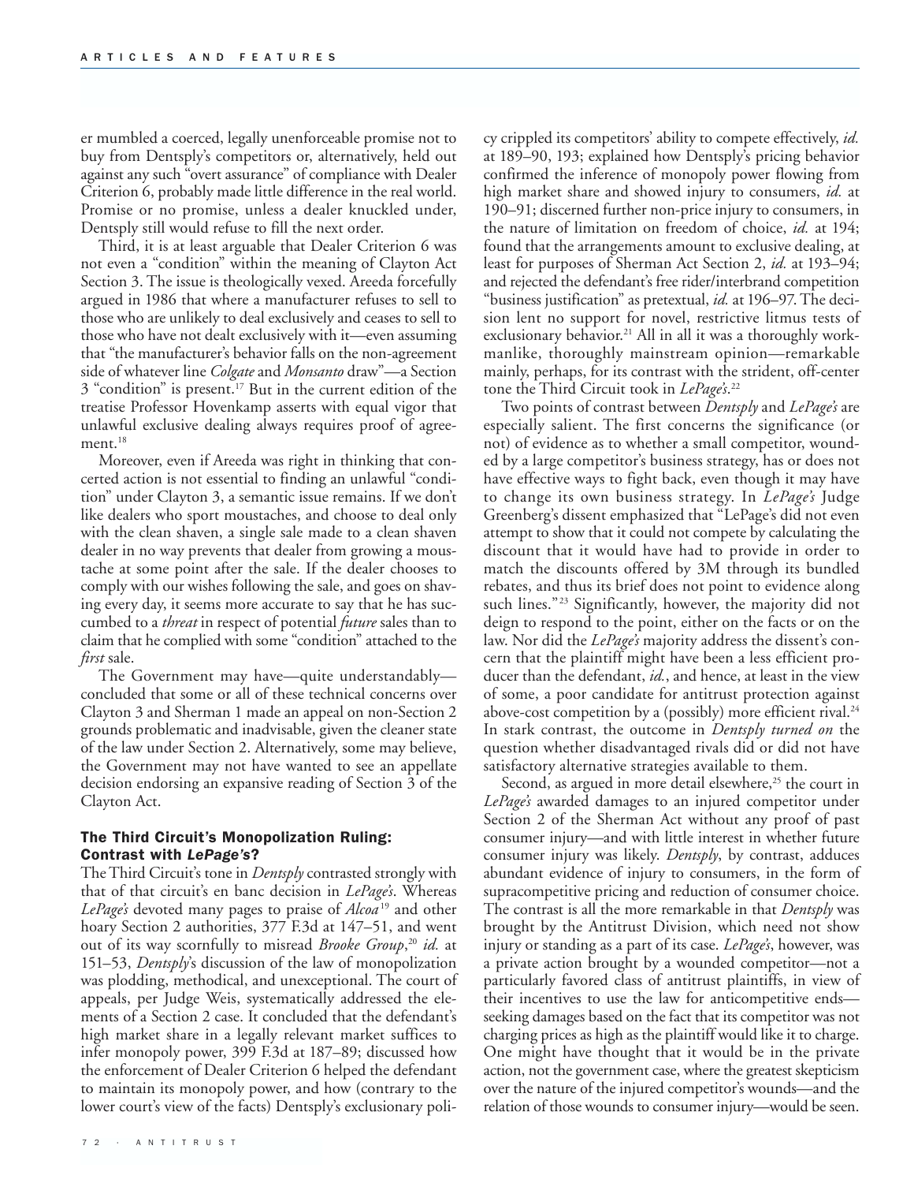er mumbled a coerced, legally unenforceable promise not to buy from Dentsply's competitors or, alternatively, held out against any such "overt assurance" of compliance with Dealer Criterion 6, probably made little difference in the real world. Promise or no promise, unless a dealer knuckled under, Dentsply still would refuse to fill the next order.

Third, it is at least arguable that Dealer Criterion 6 was not even a "condition" within the meaning of Clayton Act Section 3. The issue is theologically vexed. Areeda forcefully argued in 1986 that where a manufacturer refuses to sell to those who are unlikely to deal exclusively and ceases to sell to those who have not dealt exclusively with it—even assuming that "the manufacturer's behavior falls on the non-agreement side of whatever line *Colgate* and *Monsanto* draw"—a Section 3 "condition" is present.[17] But in the current edition of the treatise Professor Hovenkamp asserts with equal vigor that unlawful exclusive dealing always requires proof of agreement.[18]

Moreover, even if Areeda was right in thinking that concerted action is not essential to finding an unlawful "condition" under Clayton 3, a semantic issue remains. If we don't like dealers who sport moustaches, and choose to deal only with the clean shaven, a single sale made to a clean shaven dealer in no way prevents that dealer from growing a moustache at some point after the sale. If the dealer chooses to comply with our wishes following the sale, and goes on shaving every day, it seems more accurate to say that he has succumbed to a *threat* in respect of potential *future* sales than to claim that he complied with some "condition" attached to the *first* sale.

The Government may have—quite understandably—concluded that some or all of these technical concerns over Clayton 3 and Sherman 1 made an appeal on non-Section 2 grounds problematic and inadvisable, given the cleaner state of the law under Section 2. Alternatively, some may believe, the Government may not have wanted to see an appellate decision endorsing an expansive reading of Section 3 of the Clayton Act.

### The Third Circuit's Monopolization Ruling: Contrast with *LePage's*?

The Third Circuit's tone in *Dentsply* contrasted strongly with that of that circuit's en banc decision in *LePage's*. Whereas *LePage's* devoted many pages to praise of *Alcoa*[19] and other hoary Section 2 authorities, 377 F.3d at 147–51, and went out of its way scornfully to misread *Brooke Group*,[20] *id.* at 151–53, *Dentsply*'s discussion of the law of monopolization was plodding, methodical, and unexceptional. The court of appeals, per Judge Weis, systematically addressed the elements of a Section 2 case. It concluded that the defendant's high market share in a legally relevant market suffices to infer monopoly power, 399 F.3d at 187–89; discussed how the enforcement of Dealer Criterion 6 helped the defendant to maintain its monopoly power, and how (contrary to the lower court's view of the facts) Dentsply's exclusionary policy crippled its competitors' ability to compete effectively, *id.* at 189–90, 193; explained how Dentsply's pricing behavior confirmed the inference of monopoly power flowing from high market share and showed injury to consumers, *id.* at 190–91; discerned further non-price injury to consumers, in the nature of limitation on freedom of choice, *id.* at 194; found that the arrangements amount to exclusive dealing, at least for purposes of Sherman Act Section 2, *id.* at 193–94; and rejected the defendant's free rider/interbrand competition "business justification" as pretextual, *id.* at 196–97. The decision lent no support for novel, restrictive litmus tests of exclusionary behavior.[21] All in all it was a thoroughly workmanlike, thoroughly mainstream opinion—remarkable mainly, perhaps, for its contrast with the strident, off-center tone the Third Circuit took in *LePage's*.[22]

Two points of contrast between *Dentsply* and *LePage's* are especially salient. The first concerns the significance (or not) of evidence as to whether a small competitor, wounded by a large competitor's business strategy, has or does not have effective ways to fight back, even though it may have to change its own business strategy. In *LePage's* Judge Greenberg's dissent emphasized that "LePage's did not even attempt to show that it could not compete by calculating the discount that it would have had to provide in order to match the discounts offered by 3M through its bundled rebates, and thus its brief does not point to evidence along such lines."[23] Significantly, however, the majority did not deign to respond to the point, either on the facts or on the law. Nor did the *LePage's* majority address the dissent's concern that the plaintiff might have been a less efficient producer than the defendant, *id.*, and hence, at least in the view of some, a poor candidate for antitrust protection against above-cost competition by a (possibly) more efficient rival.[24] In stark contrast, the outcome in *Dentsply turned on* the question whether disadvantaged rivals did or did not have satisfactory alternative strategies available to them.

Second, as argued in more detail elsewhere,[25] the court in *LePage's* awarded damages to an injured competitor under Section 2 of the Sherman Act without any proof of past consumer injury—and with little interest in whether future consumer injury was likely. *Dentsply*, by contrast, adduces abundant evidence of injury to consumers, in the form of supracompetitive pricing and reduction of consumer choice. The contrast is all the more remarkable in that *Dentsply* was brought by the Antitrust Division, which need not show injury or standing as a part of its case. *LePage's*, however, was a private action brought by a wounded competitor—not a particularly favored class of antitrust plaintiffs, in view of their incentives to use the law for anticompetitive ends—seeking damages based on the fact that its competitor was not charging prices as high as the plaintiff would like it to charge. One might have thought that it would be in the private action, not the government case, where the greatest skepticism over the nature of the injured competitor's wounds—and the relation of those wounds to consumer injury—would be seen.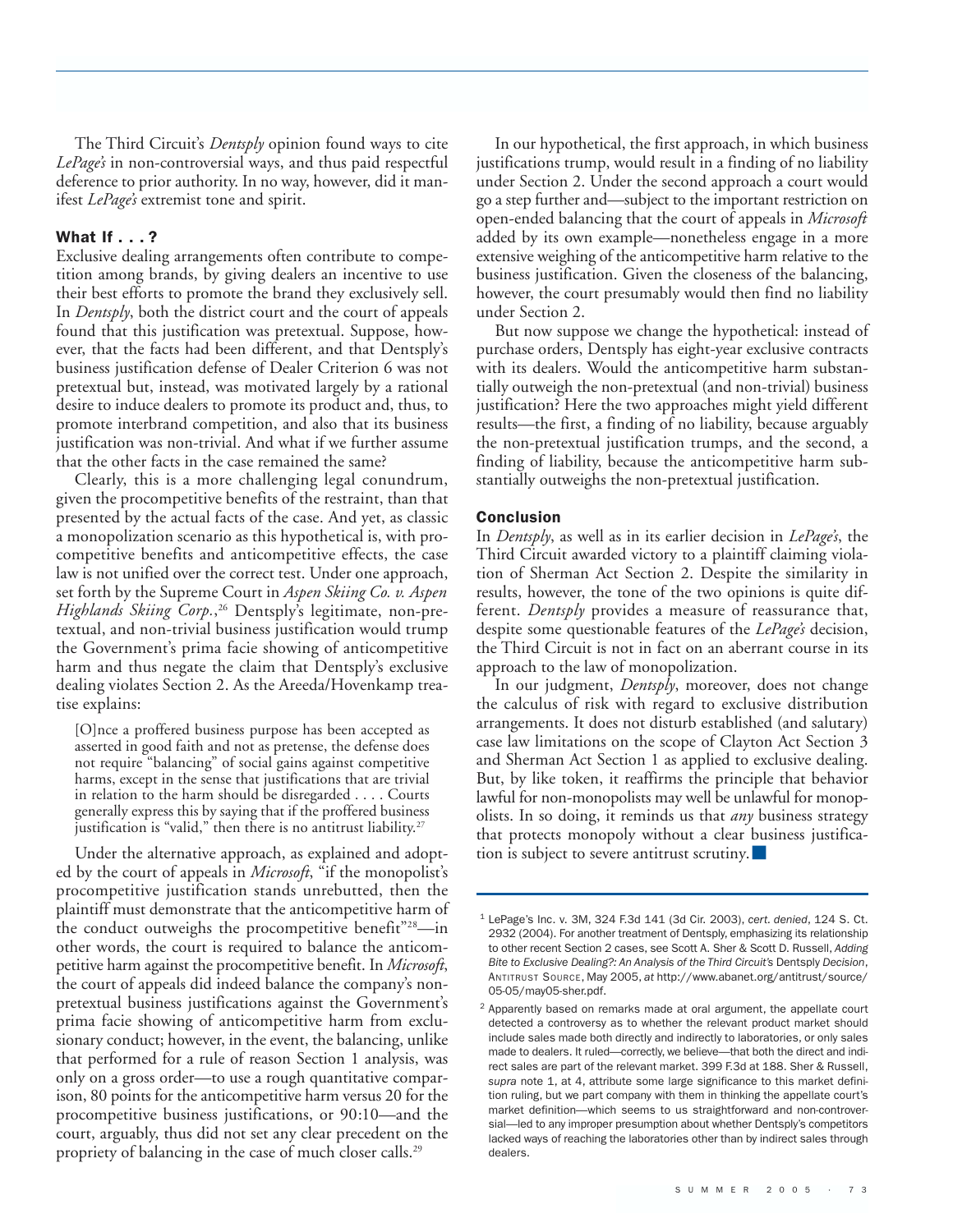The Third Circuit's *Dentsply* opinion found ways to cite *LePage's* in non-controversial ways, and thus paid respectful deference to prior authority. In no way, however, did it manifest *LePage's* extremist tone and spirit.

## What If . . . ?

Exclusive dealing arrangements often contribute to competition among brands, by giving dealers an incentive to use their best efforts to promote the brand they exclusively sell. In *Dentsply*, both the district court and the court of appeals found that this justification was pretextual. Suppose, however, that the facts had been different, and that Dentsply's business justification defense of Dealer Criterion 6 was not pretextual but, instead, was motivated largely by a rational desire to induce dealers to promote its product and, thus, to promote interbrand competition, and also that its business justification was non-trivial. And what if we further assume that the other facts in the case remained the same?

Clearly, this is a more challenging legal conundrum, given the procompetitive benefits of the restraint, than that presented by the actual facts of the case. And yet, as classic a monopolization scenario as this hypothetical is, with procompetitive benefits and anticompetitive effects, the case law is not unified over the correct test. Under one approach, set forth by the Supreme Court in *Aspen Skiing Co. v. Aspen Highlands Skiing Corp.*,[26] Dentsply's legitimate, non-pretextual, and non-trivial business justification would trump the Government's prima facie showing of anticompetitive harm and thus negate the claim that Dentsply's exclusive dealing violates Section 2. As the Areeda/Hovenkamp treatise explains:

> [O]nce a proffered business purpose has been accepted as asserted in good faith and not as pretense, the defense does not require "balancing" of social gains against competitive harms, except in the sense that justifications that are trivial in relation to the harm should be disregarded . . . . Courts generally express this by saying that if the proffered business justification is "valid," then there is no antitrust liability.[27]

Under the alternative approach, as explained and adopted by the court of appeals in *Microsoft*, "if the monopolist's procompetitive justification stands unrebutted, then the plaintiff must demonstrate that the anticompetitive harm of the conduct outweighs the procompetitive benefit"[28]—in other words, the court is required to balance the anticompetitive harm against the procompetitive benefit. In *Microsoft*, the court of appeals did indeed balance the company's non-pretextual business justifications against the Government's prima facie showing of anticompetitive harm from exclusionary conduct; however, in the event, the balancing, unlike that performed for a rule of reason Section 1 analysis, was only on a gross order—to use a rough quantitative comparison, 80 points for the anticompetitive harm versus 20 for the procompetitive business justifications, or 90:10—and the court, arguably, thus did not set any clear precedent on the propriety of balancing in the case of much closer calls.[29]

In our hypothetical, the first approach, in which business justifications trump, would result in a finding of no liability under Section 2. Under the second approach a court would go a step further and—subject to the important restriction on open-ended balancing that the court of appeals in *Microsoft* added by its own example—nonetheless engage in a more extensive weighing of the anticompetitive harm relative to the business justification. Given the closeness of the balancing, however, the court presumably would then find no liability under Section 2.

But now suppose we change the hypothetical: instead of purchase orders, Dentsply has eight-year exclusive contracts with its dealers. Would the anticompetitive harm substantially outweigh the non-pretextual (and non-trivial) business justification? Here the two approaches might yield different results—the first, a finding of no liability, because arguably the non-pretextual justification trumps, and the second, a finding of liability, because the anticompetitive harm substantially outweighs the non-pretextual justification.

## Conclusion

In *Dentsply*, as well as in its earlier decision in *LePage's*, the Third Circuit awarded victory to a plaintiff claiming violation of Sherman Act Section 2. Despite the similarity in results, however, the tone of the two opinions is quite different. *Dentsply* provides a measure of reassurance that, despite some questionable features of the *LePage's* decision, the Third Circuit is not in fact on an aberrant course in its approach to the law of monopolization.

In our judgment, *Dentsply*, moreover, does not change the calculus of risk with regard to exclusive distribution arrangements. It does not disturb established (and salutary) case law limitations on the scope of Clayton Act Section 3 and Sherman Act Section 1 as applied to exclusive dealing. But, by like token, it reaffirms the principle that behavior lawful for non-monopolists may well be unlawful for monopolists. In so doing, it reminds us that *any* business strategy that protects monopoly without a clear business justification is subject to severe antitrust scrutiny. ■

---

[1] LePage's Inc. v. 3M, 324 F.3d 141 (3d Cir. 2003), *cert. denied*, 124 S. Ct. 2932 (2004). For another treatment of Dentsply, emphasizing its relationship to other recent Section 2 cases, see Scott A. Sher & Scott D. Russell, *Adding Bite to Exclusive Dealing?: An Analysis of the Third Circuit's* Dentsply *Decision*, ANTITRUST SOURCE, May 2005, *at* http://www.abanet.org/antitrust/source/05-05/may05-sher.pdf.

[2] Apparently based on remarks made at oral argument, the appellate court detected a controversy as to whether the relevant product market should include sales made both directly and indirectly to laboratories, or only sales made to dealers. It ruled—correctly, we believe—that both the direct and indirect sales are part of the relevant market. 399 F.3d at 188. Sher & Russell, *supra* note 1, at 4, attribute some large significance to this market definition ruling, but we part company with them in thinking the appellate court's market definition—which seems to us straightforward and non-controversial—led to any improper presumption about whether Dentsply's competitors lacked ways of reaching the laboratories other than by indirect sales through dealers.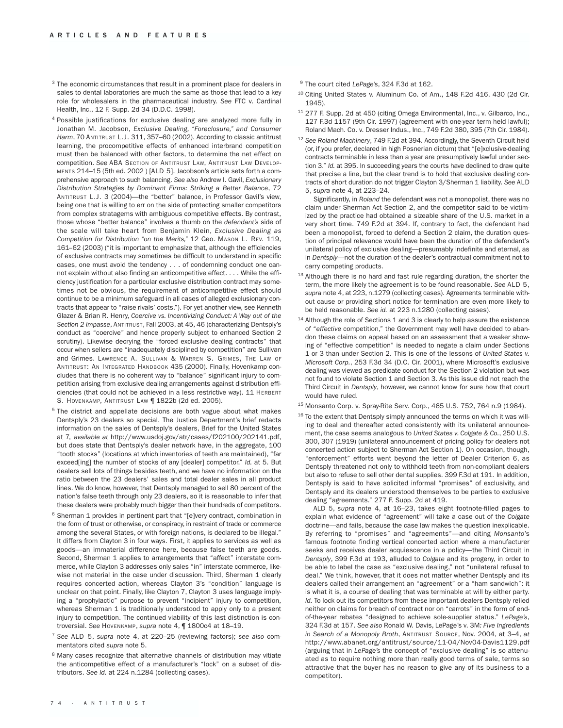[3] The economic circumstances that result in a prominent place for dealers in sales to dental laboratories are much the same as those that lead to a key role for wholesalers in the pharmaceutical industry. *See* FTC v. Cardinal Health, Inc., 12 F. Supp. 2d 34 (D.D.C. 1998).

[4] Possible justifications for exclusive dealing are analyzed more fully in Jonathan M. Jacobson, *Exclusive Dealing, "Foreclosure," and Consumer Harm*, 70 ANTITRUST L.J. 311, 357–60 (2002). According to classic antitrust learning, the procompetitive effects of enhanced interbrand competition must then be balanced with other factors, to determine the net effect on competition. *See* ABA SECTION OF ANTITRUST LAW, ANTITRUST LAW DEVELOPMENTS 214–15 (5th ed. 2002 ) [ALD 5]. Jacobson's article sets forth a comprehensive approach to such balancing. *See also* Andrew I. Gavil, *Exclusionary Distribution Strategies by Dominant Firms: Striking a Better Balance*, 72 ANTITRUST L.J. 3 (2004)—the "better" balance, in Professor Gavil's view, being one that is willing to err on the side of protecting smaller competitors from complex stratagems with ambiguous competitive effects. By contrast, those whose "better balance" involves a thumb on the *defendant's* side of the scale will take heart from Benjamin Klein, *Exclusive Dealing as Competition for Distribution "on the Merits,"* 12 GEO. MASON L. REV. 119, 161–62 (2003) ("it is important to emphasize that, although the efficiencies of exclusive contracts may sometimes be difficult to understand in specific cases, one must avoid the tendency . . . of condemning conduct one cannot explain without also finding an anticompetitive effect. . . . While the efficiency justification for a particular exclusive distribution contract may sometimes not be obvious, the requirement of anticompetitive effect should continue to be a minimum safeguard in all cases of alleged exclusionary contracts that appear to "raise rivals' costs."). For yet another view, see Kenneth Glazer & Brian R. Henry, *Coercive vs. Incentivizing Conduct: A Way out of the Section 2 Impasse*, ANTITRUST, Fall 2003, at 45, 46 (characterizing Dentsply's conduct as "coercive" and hence properly subject to enhanced Section 2 scrutiny). Likewise decrying the "forced exclusive dealing contracts" that occur when sellers are "inadequately disciplined by competition" are Sullivan and Grimes. LAWRENCE A. SULLIVAN & WARREN S. GRIMES, THE LAW OF ANTITRUST: AN INTEGRATED HANDBOOK 435 (2000). Finally, Hovenkamp concludes that there is no coherent way to "balance" significant injury to competition arising from exclusive dealing arrangements against distribution efficiencies (that could not be achieved in a less restrictive way). 11 HERBERT S. HOVENKAMP, ANTITRUST LAW ¶ 1822b (2d ed. 2005).

[5] The district and appellate decisions are both vague about what makes Dentsply's 23 dealers so special. The Justice Department's brief redacts information on the sales of Dentsply's dealers, Brief for the United States at 7, *available at* http://www.usdoj.gov/atr/cases/f202100/202141.pdf, but does state that Dentsply's dealer network have, in the aggregate, 100 "tooth stocks" (locations at which inventories of teeth are maintained), "far exceed[ing] the number of stocks of any [dealer] competitor." *Id.* at 5. But dealers sell lots of things besides teeth, and we have no information on the ratio between the 23 dealers' sales and total dealer sales in all product lines. We do know, however, that Dentsply managed to sell 80 percent of the nation's false teeth through only 23 dealers, so it is reasonable to infer that these dealers were probably much bigger than their hundreds of competitors.

[6] Sherman 1 provides in pertinent part that "[e]very contract, combination in the form of trust or otherwise, or conspiracy, in restraint of trade or commerce among the several States, or with foreign nations, is declared to be illegal." It differs from Clayton 3 in four ways. First, it applies to services as well as goods—an immaterial difference here, because false teeth are goods. Second, Sherman 1 applies to arrangements that "affect" interstate commerce, while Clayton 3 addresses only sales "in" interstate commerce, likewise not material in the case under discussion. Third, Sherman 1 clearly requires concerted action, whereas Clayton 3's "condition" language is unclear on that point. Finally, like Clayton 7, Clayton 3 uses language implying a "prophylactic" purpose to prevent "incipient" injury to competition, whereas Sherman 1 is traditionally understood to apply only to a present injury to competition. The continued viability of this last distinction is controversial. *See* HOVENKAMP, *supra* note 4, ¶ 1800c4 at 18–19.

[7] *See* ALD 5, *supra* note 4, at 220–25 (reviewing factors); *see also* commentators cited *supra* note 5.

[8] Many cases recognize that alternative channels of distribution may vitiate the anticompetitive effect of a manufacturer's "lock" on a subset of distributors. *See id.* at 224 n.1284 (collecting cases).

[9] The court cited *LePage's*, 324 F.3d at 162.

[10] Citing United States v. Aluminum Co. of Am., 148 F.2d 416, 430 (2d Cir. 1945).

[11] 277 F. Supp. 2d at 450 (citing Omega Environmental, Inc., v. Gilbarco, Inc., 127 F.3d 1157 (9th Cir. 1997) (agreement with one-year term held lawful); Roland Mach. Co. v. Dresser Indus., Inc., 749 F.2d 380, 395 (7th Cir. 1984).

[12] *See Roland Machinery*, 749 F.2d at 394. Accordingly, the Seventh Circuit held (or, if you prefer, declared in high Posnerian dictum) that "[e]xclusive-dealing contracts terminable in less than a year are presumptively lawful under section 3." *Id.* at 395. In succeeding years the courts have declined to draw quite that precise a line, but the clear trend is to hold that exclusive dealing contracts of short duration do not trigger Clayton 3/Sherman 1 liability. *See* ALD 5, *supra* note 4, at 223–24.

Significantly, in *Roland* the defendant was not a monopolist, there was no claim under Sherman Act Section 2, and the competitor said to be victimized by the practice had obtained a sizeable share of the U.S. market in a very short time. 749 F.2d at 394. If, contrary to fact, the defendant had been a monopolist, forced to defend a Section 2 claim, the duration question of principal relevance would have been the duration of the defendant's unilateral policy of exclusive dealing—presumably indefinite and eternal, as in *Dentsply*—not the duration of the dealer's contractual commitment not to carry competing products.

[13] Although there is no hard and fast rule regarding duration, the shorter the term, the more likely the agreement is to be found reasonable. *See* ALD 5, *supra* note 4, at 223, n.1279 (collecting cases). Agreements terminable without cause or providing short notice for termination are even more likely to be held reasonable. *See id.* at 223 n.1280 (collecting cases).

[14] Although the role of Sections 1 and 3 is clearly to help assure the existence of "*effective* competition," the Government may well have decided to abandon these claims on appeal based on an assessment that a weaker showing of "effective competition" is needed to negate a claim under Sections 1 or 3 than under Section 2. This is one of the lessons of *United States v. Microsoft Corp.*, 253 F.3d 34 (D.C. Cir. 2001), where Microsoft's exclusive dealing was viewed as predicate conduct for the Section 2 violation but was not found to violate Section 1 and Section 3. As this issue did not reach the Third Circuit in *Dentsply*, however, we cannot know for sure how that court would have ruled.

[15] Monsanto Corp. v. Spray-Rite Serv. Corp., 465 U.S. 752, 764 n.9 (1984).

[16] To the extent that Dentsply simply announced the terms on which it was willing to deal and thereafter acted consistently with its unilateral announcement, the case seems analogous to *United States v. Colgate & Co.*, 250 U.S. 300, 307 (1919) (unilateral announcement of pricing policy for dealers not concerted action subject to Sherman Act Section 1). On occasion, though, "enforcement" efforts went beyond the letter of Dealer Criterion 6, as Dentsply threatened not only to withhold teeth from non-compliant dealers but also to refuse to sell other dental supplies. 399 F.3d at 191. In addition, Dentsply is said to have solicited informal "promises" of exclusivity, and Dentsply and its dealers understood themselves to be parties to exclusive dealing "agreements." 277 F. Supp. 2d at 419.

ALD 5, *supra* note 4, at 16–23, takes eight footnote-filled pages to explain what evidence of "agreement" will take a case out of the *Colgate* doctrine—and fails, because the case law makes the question inexplicable. By referring to "promises" and "agreements"—and citing *Monsanto*'s famous footnote finding vertical concerted action where a manufacturer seeks and receives dealer acquiescence in a policy—the Third Circuit in *Dentsply*, 399 F.3d at 193, alluded to *Colgate* and its progeny, in order to be able to label the case as "exclusive dealing," not "unilateral refusal to deal." We think, however, that it does not matter whether Dentsply and its dealers called their arrangement an "agreement" or a "ham sandwich": it is what it is, a course of dealing that was terminable at will by either party. *Id.* To lock out its competitors from these important dealers Dentsply relied neither on claims for breach of contract nor on "carrots" in the form of end-of-the-year rebates "designed to achieve sole-supplier status." *LePage's*, 324 F.3d at 157. *See also* Ronald W. Davis, LePage's v. 3M*: Five Ingredients in Search of a Monopoly Broth*, ANTITRUST SOURCE, Nov. 2004, at 3–4, *at* http://www.abanet.org/antitrust/source/11-04/Nov04-Davis1129.pdf (arguing that in *LePage's* the concept of "exclusive dealing" is so attenuated as to require nothing more than really good terms of sale, terms so attractive that the buyer has no reason to give any of its business to a competitor).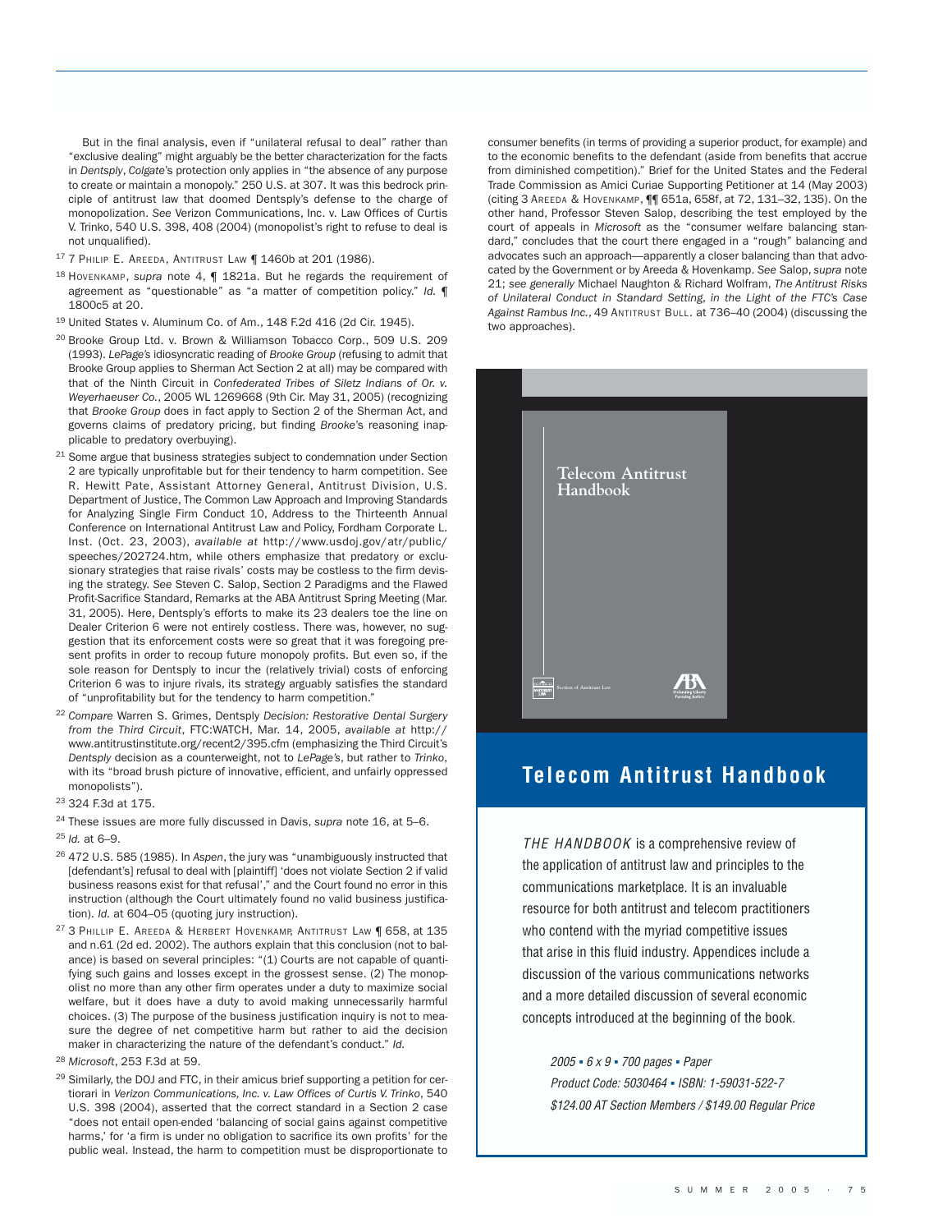But in the final analysis, even if "unilateral refusal to deal" rather than "exclusive dealing" might arguably be the better characterization for the facts in *Dentsply*, *Colgate*'s protection only applies in "the absence of any purpose to create or maintain a monopoly." 250 U.S. at 307. It was this bedrock principle of antitrust law that doomed Dentsply's defense to the charge of monopolization. *See* Verizon Communications, Inc. v. Law Offices of Curtis V. Trinko, 540 U.S. 398, 408 (2004) (monopolist's right to refuse to deal is not unqualified).

[17] 7 PHILIP E. AREEDA, ANTITRUST LAW ¶ 1460b at 201 (1986).

[18] HOVENKAMP, *supra* note 4, ¶ 1821a. But he regards the requirement of agreement as "questionable" as "a matter of competition policy." *Id.* ¶ 1800c5 at 20.

[19] United States v. Aluminum Co. of Am., 148 F.2d 416 (2d Cir. 1945).

[20] Brooke Group Ltd. v. Brown & Williamson Tobacco Corp., 509 U.S. 209 (1993). *LePage's* idiosyncratic reading of *Brooke Group* (refusing to admit that Brooke Group applies to Sherman Act Section 2 at all) may be compared with that of the Ninth Circuit in *Confederated Tribes of Siletz Indians of Or. v. Weyerhaeuser Co.*, 2005 WL 1269668 (9th Cir. May 31, 2005) (recognizing that *Brooke Group* does in fact apply to Section 2 of the Sherman Act, and governs claims of predatory pricing, but finding *Brooke*'s reasoning inapplicable to predatory overbuying).

[21] Some argue that business strategies subject to condemnation under Section 2 are typically unprofitable but for their tendency to harm competition. See R. Hewitt Pate, Assistant Attorney General, Antitrust Division, U.S. Department of Justice, The Common Law Approach and Improving Standards for Analyzing Single Firm Conduct 10, Address to the Thirteenth Annual Conference on International Antitrust Law and Policy, Fordham Corporate L. Inst. (Oct. 23, 2003), *available at* http://www.usdoj.gov/atr/public/speeches/202724.htm, while others emphasize that predatory or exclusionary strategies that raise rivals' costs may be costless to the firm devising the strategy. *See* Steven C. Salop, Section 2 Paradigms and the Flawed Profit-Sacrifice Standard, Remarks at the ABA Antitrust Spring Meeting (Mar. 31, 2005). Here, Dentsply's efforts to make its 23 dealers toe the line on Dealer Criterion 6 were not entirely costless. There was, however, no suggestion that its enforcement costs were so great that it was foregoing present profits in order to recoup future monopoly profits. But even so, if the sole reason for Dentsply to incur the (relatively trivial) costs of enforcing Criterion 6 was to injure rivals, its strategy arguably satisfies the standard of "unprofitability but for the tendency to harm competition."

[22] *Compare* Warren S. Grimes, Dentsply *Decision: Restorative Dental Surgery from the Third Circuit*, FTC:WATCH, Mar. 14, 2005, *available at* http://www.antitrustinstitute.org/recent2/395.cfm (emphasizing the Third Circuit's *Dentsply* decision as a counterweight, not to *LePage's*, but rather to *Trinko*, with its "broad brush picture of innovative, efficient, and unfairly oppressed monopolists").

[23] 324 F.3d at 175.

[24] These issues are more fully discussed in Davis, *supra* note 16, at 5–6.

[25] *Id.* at 6–9.

[26] 472 U.S. 585 (1985). In *Aspen*, the jury was "unambiguously instructed that [defendant's] refusal to deal with [plaintiff] 'does not violate Section 2 if valid business reasons exist for that refusal'," and the Court found no error in this instruction (although the Court ultimately found no valid business justification). *Id.* at 604–05 (quoting jury instruction).

[27] 3 PHILLIP E. AREEDA & HERBERT HOVENKAMP, ANTITRUST LAW ¶ 658, at 135 and n.61 (2d ed. 2002). The authors explain that this conclusion (not to balance) is based on several principles: "(1) Courts are not capable of quantifying such gains and losses except in the grossest sense. (2) The monopolist no more than any other firm operates under a duty to maximize social welfare, but it does have a duty to avoid making unnecessarily harmful choices. (3) The purpose of the business justification inquiry is not to measure the degree of net competitive harm but rather to aid the decision maker in characterizing the nature of the defendant's conduct." *Id.*

[28] *Microsoft*, 253 F.3d at 59.

[29] Similarly, the DOJ and FTC, in their amicus brief supporting a petition for certiorari in *Verizon Communications, Inc. v. Law Offices of Curtis V. Trinko*, 540 U.S. 398 (2004), asserted that the correct standard in a Section 2 case "does not entail open-ended 'balancing of social gains against competitive harms,' for 'a firm is under no obligation to sacrifice its own profits' for the public weal. Instead, the harm to competition must be disproportionate to consumer benefits (in terms of providing a superior product, for example) and to the economic benefits to the defendant (aside from benefits that accrue from diminished competition)." Brief for the United States and the Federal Trade Commission as Amici Curiae Supporting Petitioner at 14 (May 2003) (citing 3 AREEDA & HOVENKAMP, ¶¶ 651a, 658f, at 72, 131–32, 135). On the other hand, Professor Steven Salop, describing the test employed by the court of appeals in *Microsoft* as the "consumer welfare balancing standard," concludes that the court there engaged in a "rough" balancing and advocates such an approach—apparently a closer balancing than that advocated by the Government or by Areeda & Hovenkamp. *See* Salop, *supra* note 21; *see generally* Michael Naughton & Richard Wolfram, *The Antitrust Risks of Unilateral Conduct in Standard Setting, in the Light of the FTC's Case Against Rambus Inc.*, 49 ANTITRUST BULL. at 736–40 (2004) (discussing the two approaches).

## Telecom Antitrust Handbook

*THE HANDBOOK* is a comprehensive review of the application of antitrust law and principles to the communications marketplace. It is an invaluable resource for both antitrust and telecom practitioners who contend with the myriad competitive issues that arise in this fluid industry. Appendices include a discussion of the various communications networks and a more detailed discussion of several economic concepts introduced at the beginning of the book.

*2005 ▪ 6 x 9 ▪ 700 pages ▪ Paper*
*Product Code: 5030464 ▪ ISBN: 1-59031-522-7*
*$124.00 AT Section Members / $149.00 Regular Price*